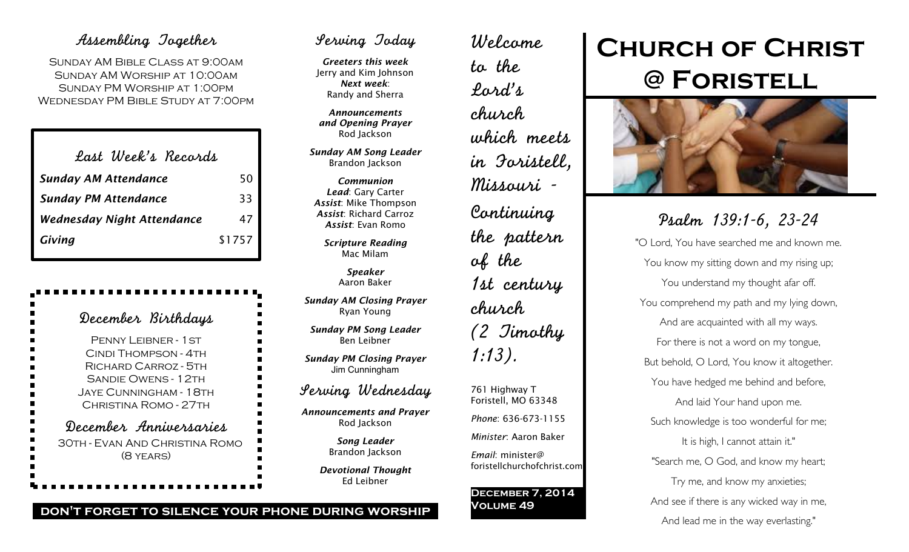## Assembling Together

SUNDAY AM BIBLE CLASS AT 9:00AM
SUNDAY AM WORSHIP AT 10:00AM
SUNDAY PM WORSHIP AT 1:00PM
WEDNESDAY PM BIBLE STUDY AT 7:00PM

## Last Week's Records

| | |
|---|---|
| *Sunday AM Attendance* | 50 |
| *Sunday PM Attendance* | 33 |
| *Wednesday Night Attendance* | 47 |
| *Giving* | $1757 |

## December Birthdays

PENNY LEIBNER - 1ST
CINDI THOMPSON - 4TH
RICHARD CARROZ - 5TH
SANDIE OWENS - 12TH
JAYE CUNNINGHAM - 18TH
CHRISTINA ROMO - 27TH

## December Anniversaries

30TH - EVAN AND CHRISTINA ROMO (8 YEARS)

## Serving Today

***Greeters this week***
Jerry and Kim Johnson
***Next week***:
Randy and Sherra

***Announcements and Opening Prayer***
Rod Jackson

***Sunday AM Song Leader***
Brandon Jackson

***Communion***
***Lead***: Gary Carter
***Assist***: Mike Thompson
***Assist***: Richard Carroz
***Assist***: Evan Romo

***Scripture Reading***
Mac Milam

***Speaker***
Aaron Baker

***Sunday AM Closing Prayer***
Ryan Young

***Sunday PM Song Leader***
Ben Leibner

***Sunday PM Closing Prayer***
Jim Cunningham

## Serving Wednesday

***Announcements and Prayer***
Rod Jackson

***Song Leader***
Brandon Jackson

***Devotional Thought***
Ed Leibner

**DON'T FORGET TO SILENCE YOUR PHONE DURING WORSHIP**

Welcome to the Lord's church which meets in Foristell, Missouri - Continuing the pattern of the 1st century church (2 Timothy 1:13).

761 Highway T
Foristell, MO 63348

*Phone*: 636-673-1155

*Minister*: Aaron Baker

*Email*: minister@foristellchurchofchrist.com

**DECEMBER 7, 2014**
**VOLUME 49**

# Church of Christ @ Foristell

## Psalm 139:1-6, 23-24

"O Lord, You have searched me and known me.
You know my sitting down and my rising up;
You understand my thought afar off.
You comprehend my path and my lying down,
And are acquainted with all my ways.
For there is not a word on my tongue,
But behold, O Lord, You know it altogether.
You have hedged me behind and before,
And laid Your hand upon me.
Such knowledge is too wonderful for me;
It is high, I cannot attain it."
"Search me, O God, and know my heart;
Try me, and know my anxieties;
And see if there is any wicked way in me,
And lead me in the way everlasting."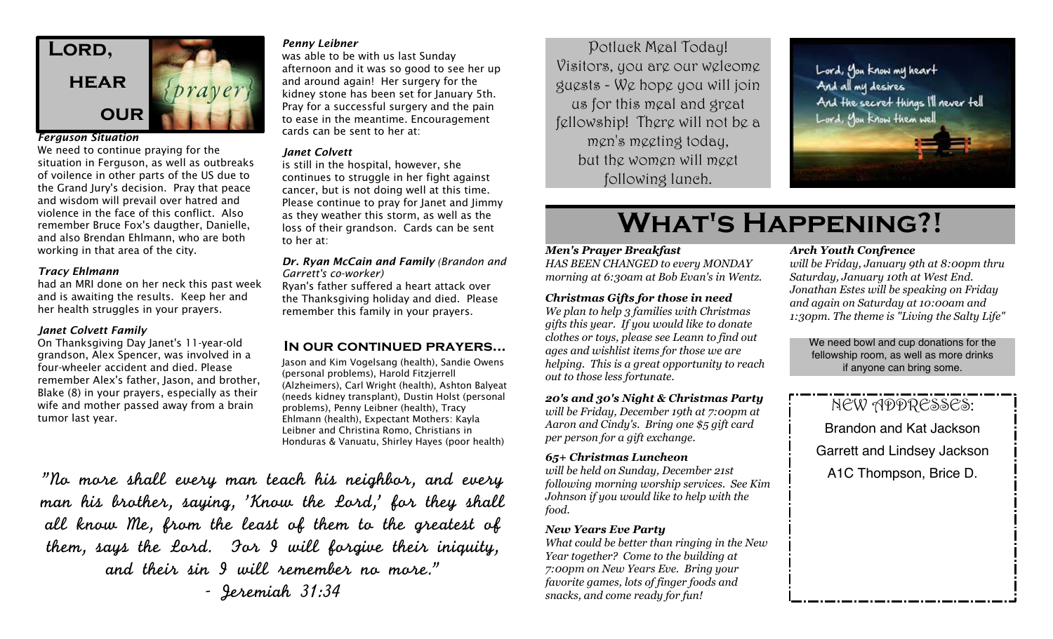# Lord, hear our prayer

### *Ferguson Situation*

We need to continue praying for the situation in Ferguson, as well as outbreaks of voilence in other parts of the US due to the Grand Jury's decision. Pray that peace and wisdom will prevail over hatred and violence in the face of this conflict. Also remember Bruce Fox's daugther, Danielle, and also Brendan Ehlmann, who are both working in that area of the city.

### *Tracy Ehlmann*

had an MRI done on her neck this past week and is awaiting the results. Keep her and her health struggles in your prayers.

### *Janet Colvett Family*

On Thanksgiving Day Janet's 11-year-old grandson, Alex Spencer, was involved in a four-wheeler accident and died. Please remember Alex's father, Jason, and brother, Blake (8) in your prayers, especially as their wife and mother passed away from a brain tumor last year.

### *Penny Leibner*

was able to be with us last Sunday afternoon and it was so good to see her up and around again! Her surgery for the kidney stone has been set for January 5th. Pray for a successful surgery and the pain to ease in the meantime. Encouragement cards can be sent to her at:

### *Janet Colvett*

is still in the hospital, however, she continues to struggle in her fight against cancer, but is not doing well at this time. Please continue to pray for Janet and Jimmy as they weather this storm, as well as the loss of their grandson. Cards can be sent to her at:

### *Dr. Ryan McCain and Family (Brandon and Garrett's co-worker)*

Ryan's father suffered a heart attack over the Thanksgiving holiday and died. Please remember this family in your prayers.

## In our continued prayers...

Jason and Kim Vogelsang (health), Sandie Owens (personal problems), Harold Fitzjerrell (Alzheimers), Carl Wright (health), Ashton Balyeat (needs kidney transplant), Dustin Holst (personal problems), Penny Leibner (health), Tracy Ehlmann (health), Expectant Mothers: Kayla Leibner and Christina Romo, Christians in Honduras & Vanuatu, Shirley Hayes (poor health)

*"No more shall every man teach his neighbor, and every man his brother, saying, 'Know the Lord,' for they shall all know Me, from the least of them to the greatest of them, says the Lord. For I will forgive their iniquity, and their sin I will remember no more."*

*- Jeremiah 31:34*

Potluck Meal Today! Visitors, you are our welcome guests - We hope you will join us for this meal and great fellowship! There will not be a men's meeting today, but the women will meet following lunch.

Lord, You know my heart
And all my desires
And the secret things I'll never tell
Lord, You know them well

# What's Happening?!

### *Men's Prayer Breakfast*

*HAS BEEN CHANGED to every MONDAY morning at 6:30am at Bob Evan's in Wentz.*

### *Christmas Gifts for those in need*

*We plan to help 3 families with Christmas gifts this year. If you would like to donate clothes or toys, please see Leann to find out ages and wishlist items for those we are helping. This is a great opportunity to reach out to those less fortunate.*

### *20's and 30's Night & Christmas Party*

*will be Friday, December 19th at 7:00pm at Aaron and Cindy's. Bring one $5 gift card per person for a gift exchange.*

### *65+ Christmas Luncheon*

*will be held on Sunday, December 21st following morning worship services. See Kim Johnson if you would like to help with the food.*

### *New Years Eve Party*

*What could be better than ringing in the New Year together? Come to the building at 7:00pm on New Years Eve. Bring your favorite games, lots of finger foods and snacks, and come ready for fun!*

### *Arch Youth Confrence*

*will be Friday, January 9th at 8:00pm thru Saturday, January 10th at West End. Jonathan Estes will be speaking on Friday and again on Saturday at 10:00am and 1:30pm. The theme is "Living the Salty Life"*

We need bowl and cup donations for the fellowship room, as well as more drinks if anyone can bring some.

## NEW ADDRESSES:

Brandon and Kat Jackson

Garrett and Lindsey Jackson

A1C Thompson, Brice D.